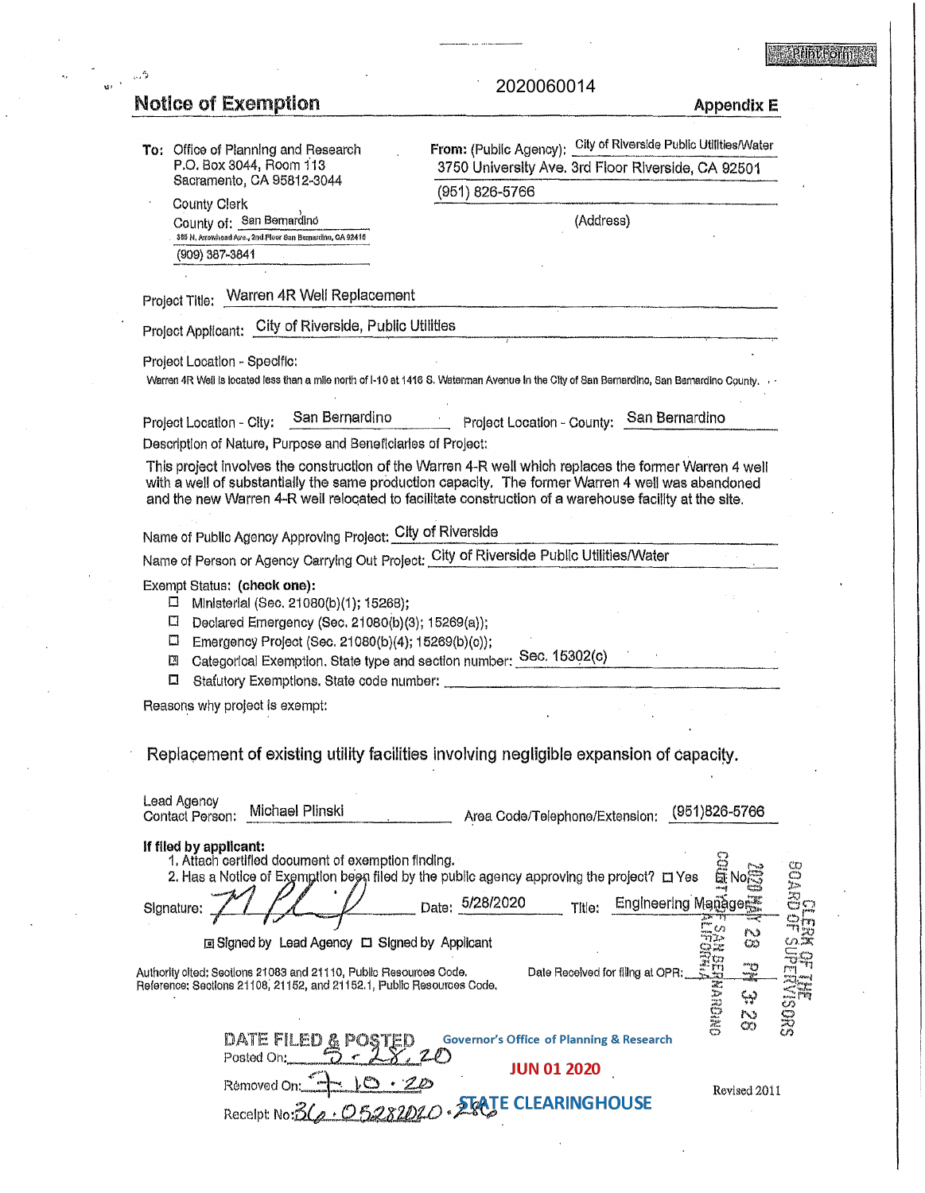2020060014

# Notice of Exemption

**Appendix E**

**To:** Office of Planning and Research
P.O. Box 3044, Room 113
Sacramento, CA 95812-3044

County Clerk
County of: San Bernardino
385 N. Arrowhead Ave., 2nd Floor San Bernardino, CA 92415
(909) 387-3841

**From:** (Public Agency): City of Riverside Public Utilities/Water
3750 University Ave. 3rd Floor Riverside, CA 92501
(951) 826-5766
(Address)

Project Title: Warren 4R Well Replacement

Project Applicant: City of Riverside, Public Utilities

Project Location - Specific:
Warren 4R Well is located less than a mile north of I-10 at 1416 S. Waterman Avenue in the City of San Bernardino, San Bernardino County.

Project Location - City: San Bernardino     Project Location - County: San Bernardino

Description of Nature, Purpose and Beneficiaries of Project:

This project involves the construction of the Warren 4-R well which replaces the former Warren 4 well with a well of substantially the same production capacity. The former Warren 4 well was abandoned and the new Warren 4-R well relocated to facilitate construction of a warehouse facility at the site.

Name of Public Agency Approving Project: City of Riverside

Name of Person or Agency Carrying Out Project: City of Riverside Public Utilities/Water

Exempt Status: **(check one):**

- ☐ Ministerial (Sec. 21080(b)(1); 15268);
- ☐ Declared Emergency (Sec. 21080(b)(3); 15269(a));
- ☐ Emergency Project (Sec. 21080(b)(4); 15269(b)(c));
- ☒ Categorical Exemption. State type and section number: Sec. 15302(c)
- ☐ Statutory Exemptions. State code number:

Reasons why project is exempt:

Replacement of existing utility facilities involving negligible expansion of capacity.

Lead Agency Contact Person: Michael Plinski     Area Code/Telephone/Extension: (951)826-5766

**If filed by applicant:**
1. Attach certified document of exemption finding.
2. Has a Notice of Exemption been filed by the public agency approving the project? ☐ Yes ☐ No

Signature: [signature]     Date: 5/28/2020     Title: Engineering Manager

☒ Signed by Lead Agency ☐ Signed by Applicant

Authority cited: Sections 21083 and 21110, Public Resources Code.
Reference: Sections 21108, 21152, and 21152.1, Public Resources Code.

Date Received for filing at OPR:

COUNTY OF SAN BERNARDINO CALIFORNIA
2020 MAY 28 PM 3:26
CLERK OF THE BOARD OF SUPERVISORS

DATE FILED & POSTED
Posted On: 5-28-20
Removed On: 7-10-20
Receipt No: 36-05282020-286

Governor's Office of Planning & Research
JUN 01 2020
STATE CLEARINGHOUSE

Revised 2011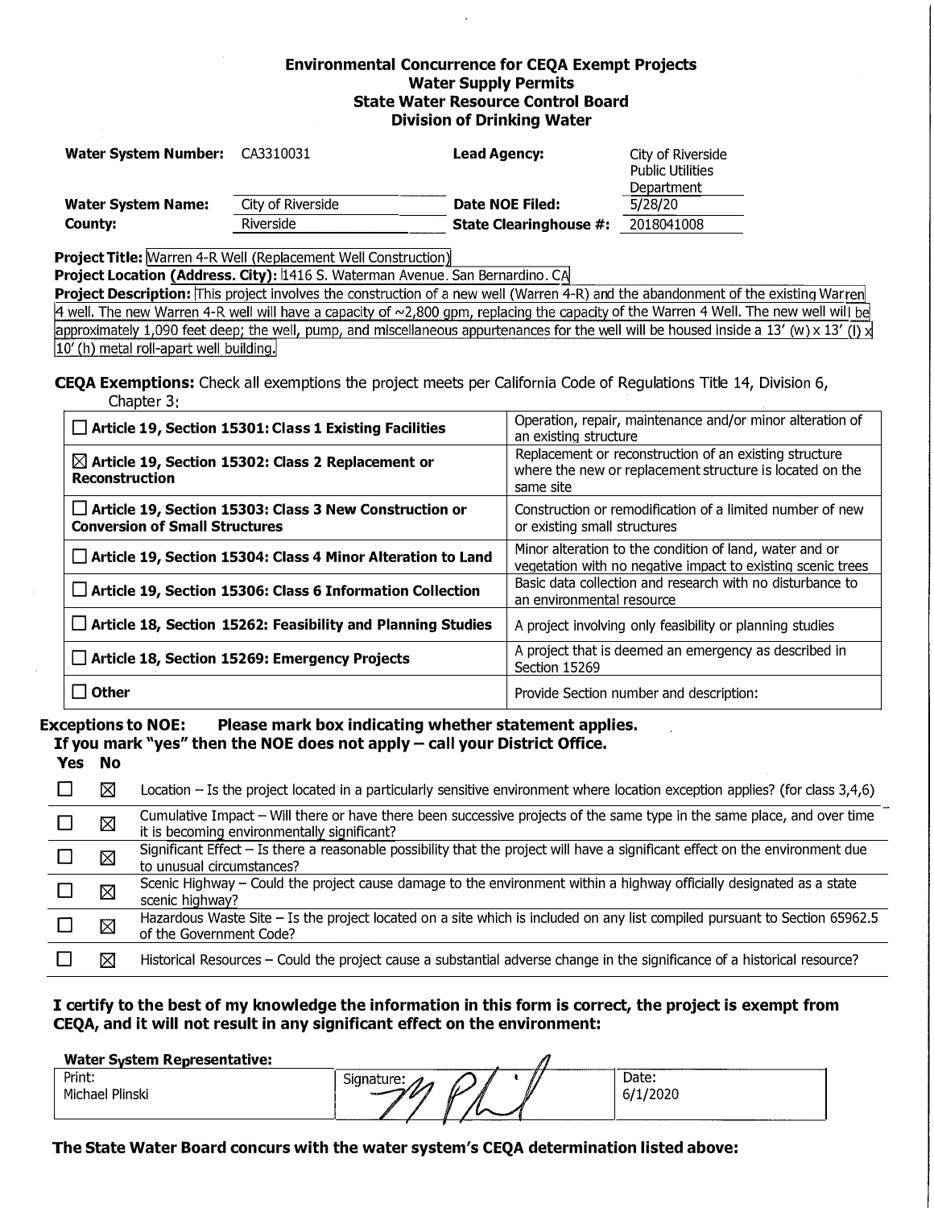**Environmental Concurrence for CEQA Exempt Projects**
**Water Supply Permits**
**State Water Resource Control Board**
**Division of Drinking Water**

| | | | |
|---|---|---|---|
| **Water System Number:** | CA3310031 | **Lead Agency:** | City of Riverside Public Utilities Department |
| **Water System Name:** | City of Riverside | **Date NOE Filed:** | 5/28/20 |
| **County:** | Riverside | **State Clearinghouse #:** | 2018041008 |

**Project Title:** Warren 4-R Well (Replacement Well Construction)

**Project Location (Address, City):** 1416 S. Waterman Avenue, San Bernardino, CA

**Project Description:** This project involves the construction of a new well (Warren 4-R) and the abandonment of the existing Warren 4 well. The new Warren 4-R well will have a capacity of ~2,800 gpm, replacing the capacity of the Warren 4 Well. The new well will be approximately 1,090 feet deep; the well, pump, and miscellaneous appurtenances for the well will be housed inside a 13' (w) x 13' (l) x 10' (h) metal roll-apart well building.

**CEQA Exemptions:** Check all exemptions the project meets per California Code of Regulations Title 14, Division 6, Chapter 3:

| | |
|---|---|
| ☐ **Article 19, Section 15301: Class 1 Existing Facilities** | Operation, repair, maintenance and/or minor alteration of an existing structure |
| ☒ **Article 19, Section 15302: Class 2 Replacement or Reconstruction** | Replacement or reconstruction of an existing structure where the new or replacement structure is located on the same site |
| ☐ **Article 19, Section 15303: Class 3 New Construction or Conversion of Small Structures** | Construction or remodification of a limited number of new or existing small structures |
| ☐ **Article 19, Section 15304: Class 4 Minor Alteration to Land** | Minor alteration to the condition of land, water and or vegetation with no negative impact to existing scenic trees |
| ☐ **Article 19, Section 15306: Class 6 Information Collection** | Basic data collection and research with no disturbance to an environmental resource |
| ☐ **Article 18, Section 15262: Feasibility and Planning Studies** | A project involving only feasibility or planning studies |
| ☐ **Article 18, Section 15269: Emergency Projects** | A project that is deemed an emergency as described in Section 15269 |
| ☐ **Other** | Provide Section number and description: |

**Exceptions to NOE: Please mark box indicating whether statement applies.**
**If you mark "yes" then the NOE does not apply – call your District Office.**

| Yes | No | |
|---|---|---|
| ☐ | ☒ | Location – Is the project located in a particularly sensitive environment where location exception applies? (for class 3,4,6) |
| ☐ | ☒ | Cumulative Impact – Will there or have there been successive projects of the same type in the same place, and over time it is becoming environmentally significant? |
| ☐ | ☒ | Significant Effect – Is there a reasonable possibility that the project will have a significant effect on the environment due to unusual circumstances? |
| ☐ | ☒ | Scenic Highway – Could the project cause damage to the environment within a highway officially designated as a state scenic highway? |
| ☐ | ☒ | Hazardous Waste Site – Is the project located on a site which is included on any list compiled pursuant to Section 65962.5 of the Government Code? |
| ☐ | ☒ | Historical Resources – Could the project cause a substantial adverse change in the significance of a historical resource? |

**I certify to the best of my knowledge the information in this form is correct, the project is exempt from CEQA, and it will not result in any significant effect on the environment:**

**Water System Representative:**

| Print: | Signature: | Date: |
|---|---|---|
| Michael Plinski | [signature] | 6/1/2020 |

**The State Water Board concurs with the water system's CEQA determination listed above:**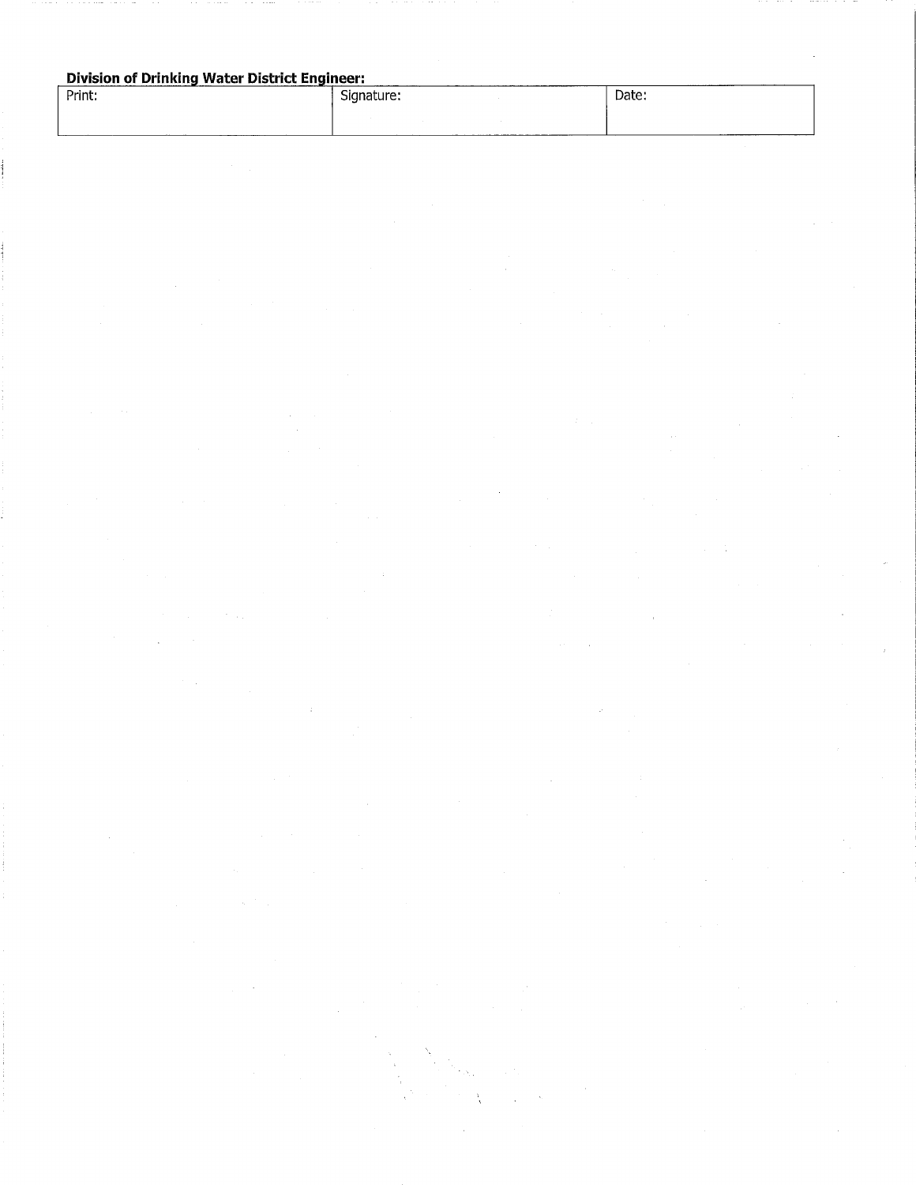**Division of Drinking Water District Engineer:**

| Print: | Signature: | Date: |
| --- | --- | --- |
| | | |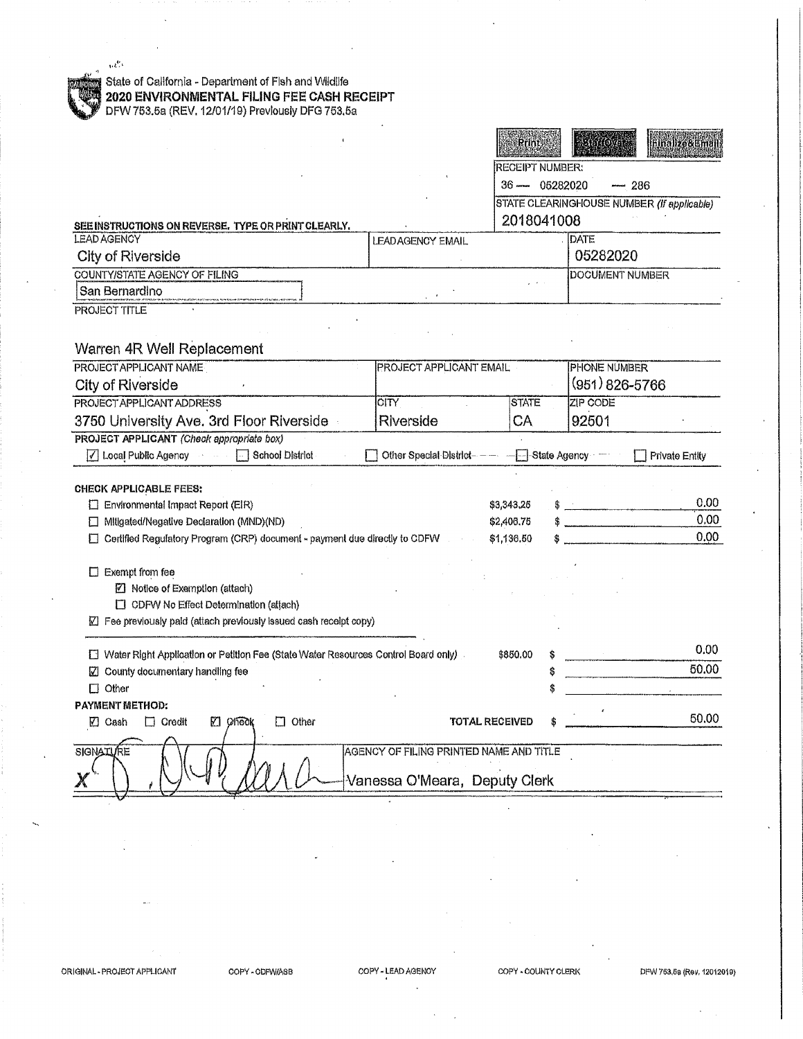State of California - Department of Fish and Wildlife

**2020 ENVIRONMENTAL FILING FEE CASH RECEIPT**

DFW 753.5a (REV. 12/01/19) Previously DFG 753.5a

Print | StartOver | Finalize&Email

RECEIPT NUMBER: 36 — 05282020 — 286

STATE CLEARINGHOUSE NUMBER *(If applicable)*: 2018041008

**SEE INSTRUCTIONS ON REVERSE. TYPE OR PRINT CLEARLY.**

| LEAD AGENCY | LEAD AGENCY EMAIL | DATE |
|---|---|---|
| City of Riverside | | 05282020 |

| COUNTY/STATE AGENCY OF FILING | DOCUMENT NUMBER |
|---|---|
| San Bernardino | |

PROJECT TITLE

Warren 4R Well Replacement

| PROJECT APPLICANT NAME | PROJECT APPLICANT EMAIL | | PHONE NUMBER |
|---|---|---|---|
| City of Riverside | | | (951) 826-5766 |
| **PROJECT APPLICANT ADDRESS** | **CITY** | **STATE** | **ZIP CODE** |
| 3750 University Ave. 3rd Floor Riverside | Riverside | CA | 92501 |

**PROJECT APPLICANT** *(Check appropriate box)*

☑ Local Public Agency ☐ School District ☐ Other Special District ☐ State Agency ☐ Private Entity

**CHECK APPLICABLE FEES:**

| | | |
|---|---|---|
| ☐ Environmental Impact Report (EIR) | $3,343.25 | $ 0.00 |
| ☐ Mitigated/Negative Declaration (MND)(ND) | $2,406.75 | $ 0.00 |
| ☐ Certified Regulatory Program (CRP) document - payment due directly to CDFW | $1,136.50 | $ 0.00 |

☐ Exempt from fee

☑ Notice of Exemption (attach)

☐ CDFW No Effect Determination (attach)

☑ Fee previously paid (attach previously issued cash receipt copy)

| | | |
|---|---|---|
| ☐ Water Right Application or Petition Fee (State Water Resources Control Board only) | $850.00 | $ 0.00 |
| ☑ County documentary handling fee | | $ 50.00 |
| ☐ Other | | $ |

**PAYMENT METHOD:**

☑ Cash ☐ Credit ☑ Check ☐ Other **TOTAL RECEIVED** $ 50.00

| SIGNATURE | AGENCY OF FILING PRINTED NAME AND TITLE |
|---|---|
| X | Vanessa O'Meara, Deputy Clerk |

ORIGINAL - PROJECT APPLICANT COPY - CDFW/ASB COPY - LEAD AGENCY COPY - COUNTY CLERK DFW 753.5a (Rev. 12012019)